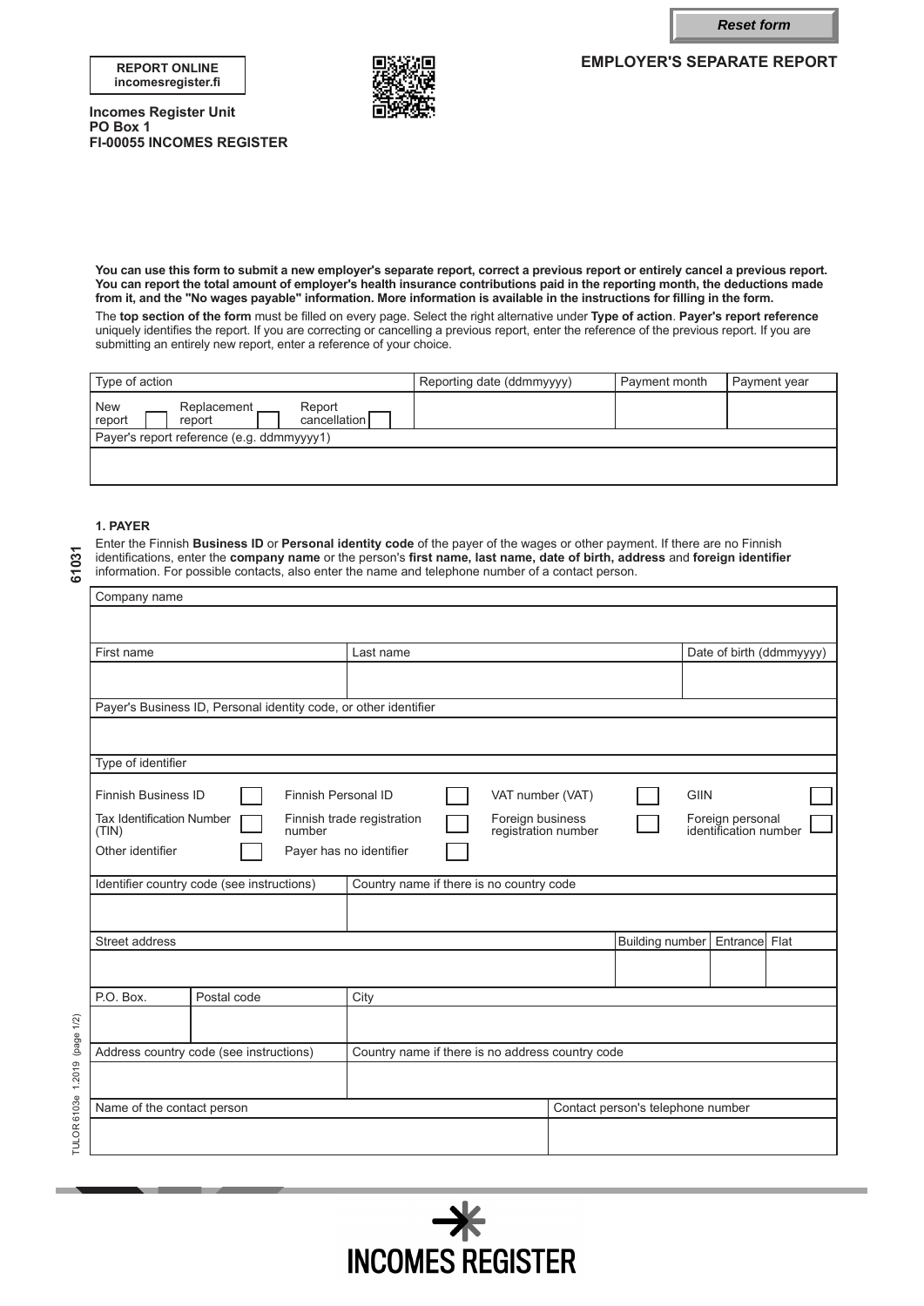Reset form

**REPORT ONLINE**
**incomesregister.fi**

**Incomes Register Unit**
**PO Box 1**
**FI-00055 INCOMES REGISTER**

## EMPLOYER'S SEPARATE REPORT

**You can use this form to submit a new employer's separate report, correct a previous report or entirely cancel a previous report. You can report the total amount of employer's health insurance contributions paid in the reporting month, the deductions made from it, and the "No wages payable" information. More information is available in the instructions for filling in the form.**

The **top section of the form** must be filled on every page. Select the right alternative under **Type of action**. **Payer's report reference** uniquely identifies the report. If you are correcting or cancelling a previous report, enter the reference of the previous report. If you are submitting an entirely new report, enter a reference of your choice.

| Type of action | Reporting date (ddmmyyyy) | Payment month | Payment year |
|---|---|---|---|
| New report ☐ Replacement report ☐ Report cancellation ☐ | | | |
| Payer's report reference (e.g. ddmmyyyy1) | | | |
| | | | |

### 1. PAYER

Enter the Finnish **Business ID** or **Personal identity code** of the payer of the wages or other payment. If there are no Finnish identifications, enter the **company name** or the person's **first name, last name, date of birth, address** and **foreign identifier** information. For possible contacts, also enter the name and telephone number of a contact person.

| Company name | | |
|---|---|---|
| | | |
| **First name** | **Last name** | **Date of birth (ddmmyyyy)** |
| | | |

| Payer's Business ID, Personal identity code, or other identifier |
|---|
| |

**Type of identifier**

| | | | |
|---|---|---|---|
| Finnish Business ID ☐ | Finnish Personal ID ☐ | VAT number (VAT) ☐ | GIIN ☐ |
| Tax Identification Number (TIN) ☐ | Finnish trade registration number ☐ | Foreign business registration number ☐ | Foreign personal identification number ☐ |
| Other identifier ☐ | Payer has no identifier ☐ | | |

| Identifier country code (see instructions) | Country name if there is no country code |
|---|---|
| | |

| Street address | Building number | Entrance | Flat |
|---|---|---|---|
| | | | |

| P.O. Box. | Postal code | City |
|---|---|---|
| | | |

| Address country code (see instructions) | Country name if there is no address country code |
|---|---|
| | |

| Name of the contact person | Contact person's telephone number |
|---|---|
| | |

61031

TULOR 6103e 1.2019 (page 1/2)

INCOMES REGISTER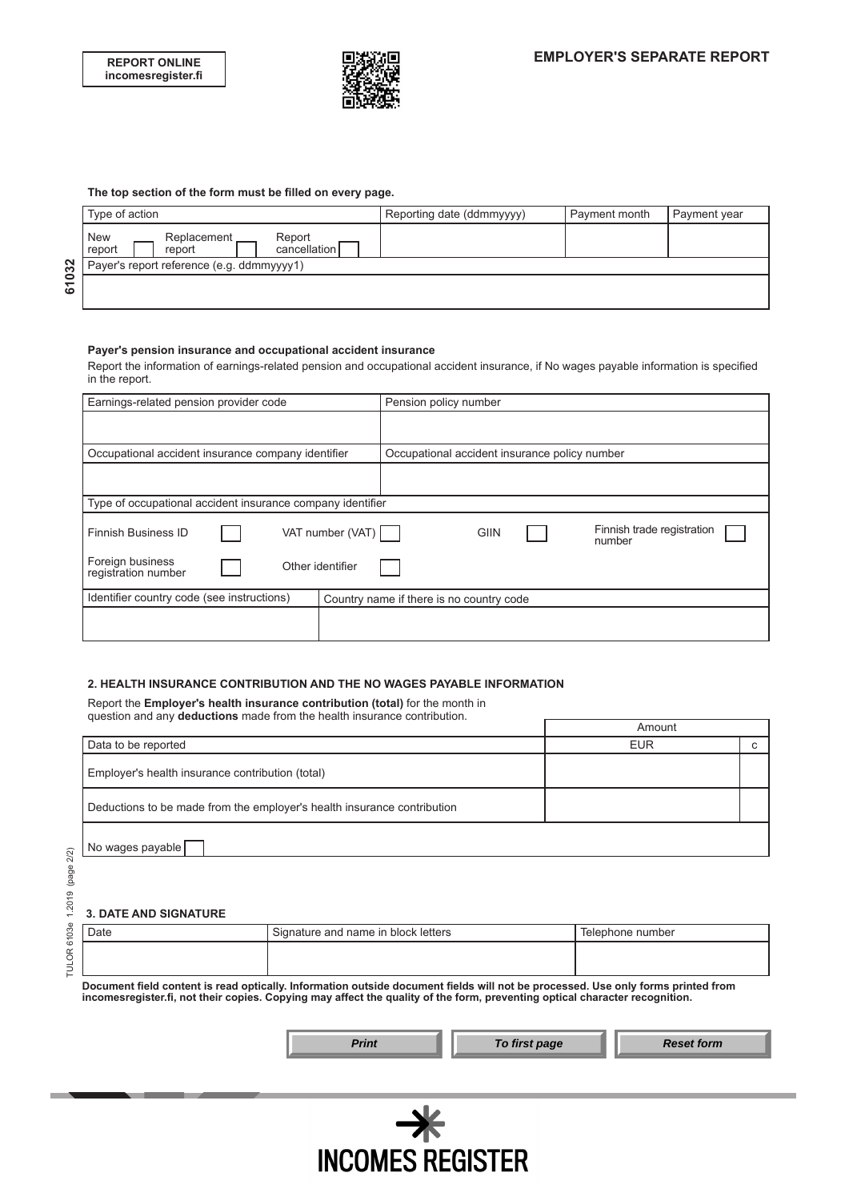REPORT ONLINE
incomesregister.fi

# EMPLOYER'S SEPARATE REPORT

**The top section of the form must be filled on every page.**

| Type of action | Reporting date (ddmmyyyy) | Payment month | Payment year |
|---|---|---|---|
| New report ☐ Replacement report ☐ Report cancellation ☐ | | | |
| Payer's report reference (e.g. ddmmyyyy1) | | | |
| | | | |

61032

**Payer's pension insurance and occupational accident insurance**

Report the information of earnings-related pension and occupational accident insurance, if No wages payable information is specified in the report.

| Earnings-related pension provider code | Pension policy number |
|---|---|
| | |
| Occupational accident insurance company identifier | Occupational accident insurance policy number |
| | |

Type of occupational accident insurance company identifier

- Finnish Business ID ☐
- VAT number (VAT) ☐
- GIIN ☐
- Finnish trade registration number ☐
- Foreign business registration number ☐
- Other identifier ☐

| Identifier country code (see instructions) | Country name if there is no country code |
|---|---|
| | |

**2. HEALTH INSURANCE CONTRIBUTION AND THE NO WAGES PAYABLE INFORMATION**

Report the **Employer's health insurance contribution (total)** for the month in question and any **deductions** made from the health insurance contribution.

| Data to be reported | Amount EUR | c |
|---|---|---|
| Employer's health insurance contribution (total) | | |
| Deductions to be made from the employer's health insurance contribution | | |

No wages payable ☐

**3. DATE AND SIGNATURE**

| Date | Signature and name in block letters | Telephone number |
|---|---|---|
| | | |

**Document field content is read optically. Information outside document fields will not be processed. Use only forms printed from incomesregister.fi, not their copies. Copying may affect the quality of the form, preventing optical character recognition.**

TULOR 6103e 1.2019 (page 2/2)

Print | To first page | Reset form

INCOMES REGISTER